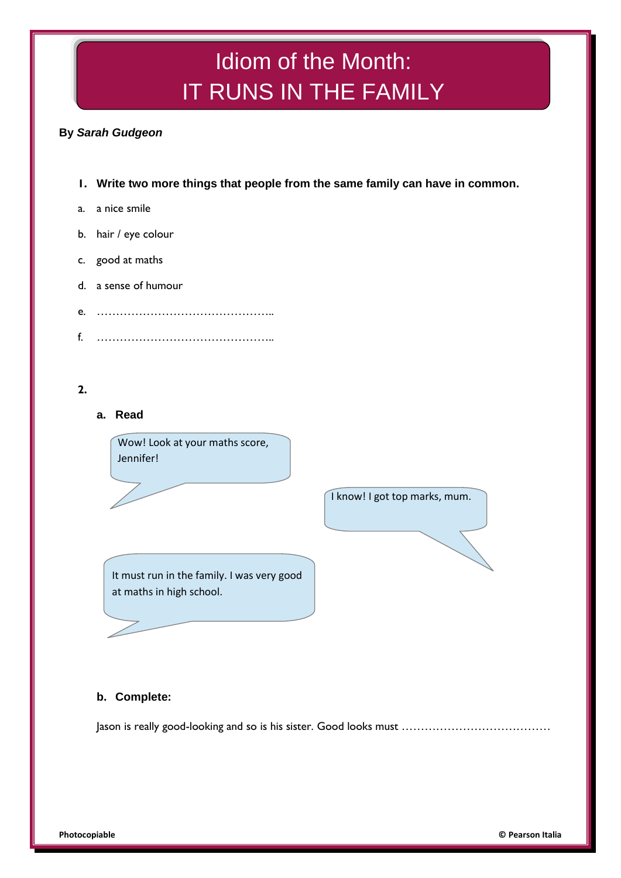# Idiom of the Month: IT RUNS IN THE FAMILY

**By *Sarah Gudgeon***

**1. Write two more things that people from the same family can have in common.**

a. a nice smile

b. hair / eye colour

c. good at maths

d. a sense of humour

e. ………………………………………..

f. ………………………………………..

**2.**

**a. Read**

Wow! Look at your maths score, Jennifer!

I know! I got top marks, mum.

It must run in the family. I was very good at maths in high school.

**b. Complete:**

Jason is really good-looking and so is his sister. Good looks must …………………………………

Photocopiable

© Pearson Italia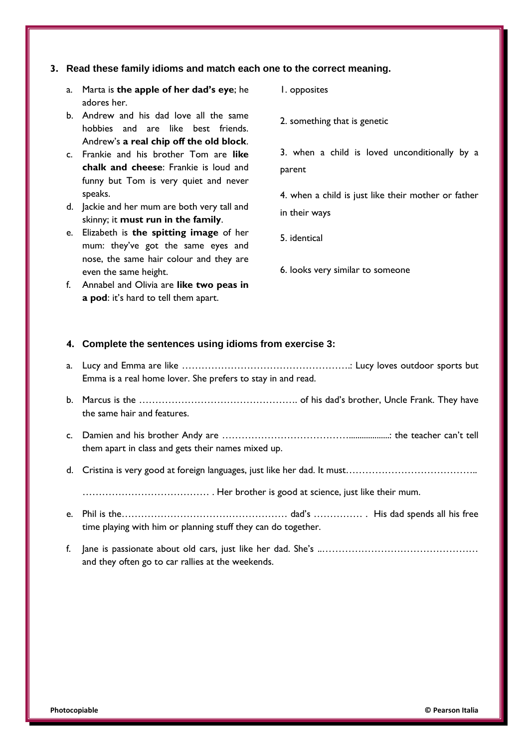**3. Read these family idioms and match each one to the correct meaning.**

a. Marta is **the apple of her dad's eye**; he adores her.

b. Andrew and his dad love all the same hobbies and are like best friends. Andrew's **a real chip off the old block**.

c. Frankie and his brother Tom are **like chalk and cheese**: Frankie is loud and funny but Tom is very quiet and never speaks.

d. Jackie and her mum are both very tall and skinny; it **must run in the family**.

e. Elizabeth is **the spitting image** of her mum: they've got the same eyes and nose, the same hair colour and they are even the same height.

f. Annabel and Olivia are **like two peas in a pod**: it's hard to tell them apart.

1. opposites

2. something that is genetic

3. when a child is loved unconditionally by a parent

4. when a child is just like their mother or father in their ways

5. identical

6. looks very similar to someone

**4. Complete the sentences using idioms from exercise 3:**

a. Lucy and Emma are like ……………………………………………..: Lucy loves outdoor sports but Emma is a real home lover. She prefers to stay in and read.

b. Marcus is the …………………………………………. of his dad's brother, Uncle Frank. They have the same hair and features.

c. Damien and his brother Andy are …………………………………...................: the teacher can't tell them apart in class and gets their names mixed up.

d. Cristina is very good at foreign languages, just like her dad. It must…………………………………..

………………………………… . Her brother is good at science, just like their mum.

e. Phil is the…………………………………………… dad's …………… . His dad spends all his free time playing with him or planning stuff they can do together.

f. Jane is passionate about old cars, just like her dad. She's ..………………………………………… and they often go to car rallies at the weekends.

Photocopiable © Pearson Italia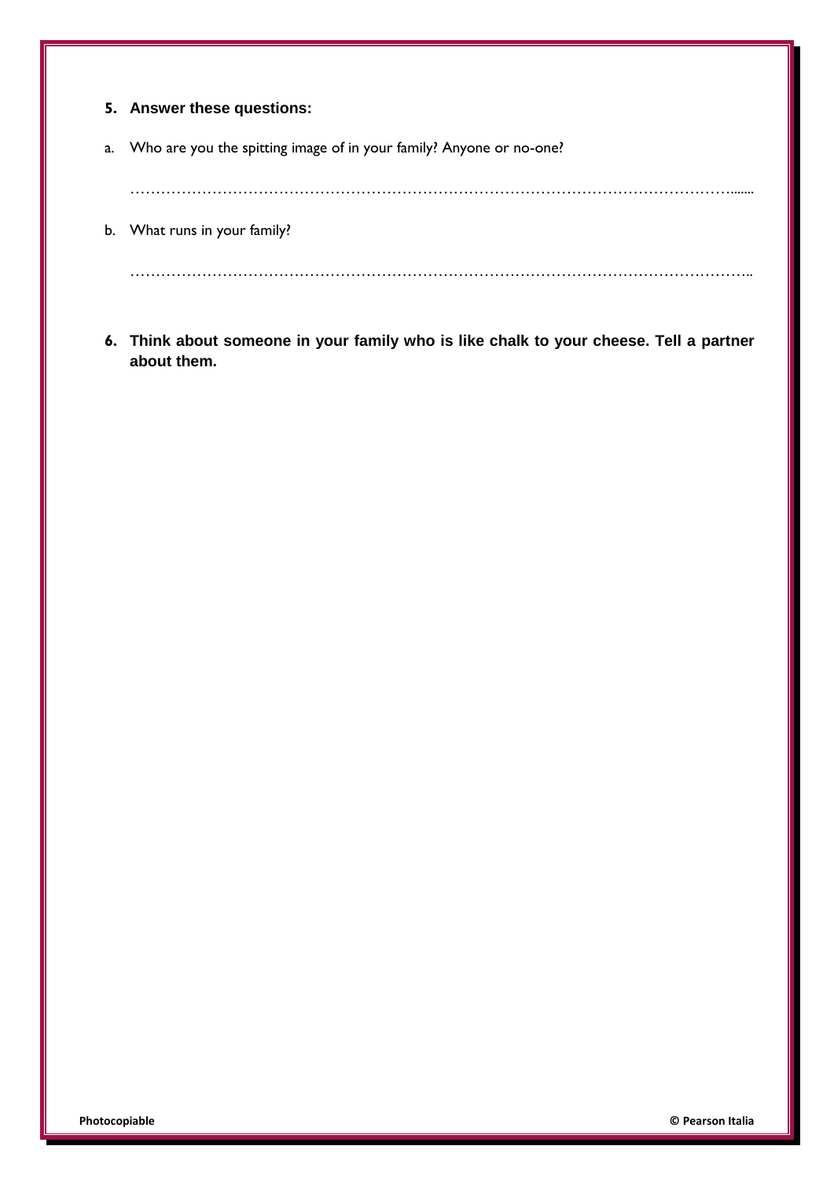**5. Answer these questions:**

a. Who are you the spitting image of in your family? Anyone or no-one?

……………………………………………………………………………………………………….......

b. What runs in your family?

…………………………………………………………………………………………………………..

**6. Think about someone in your family who is like chalk to your cheese. Tell a partner about them.**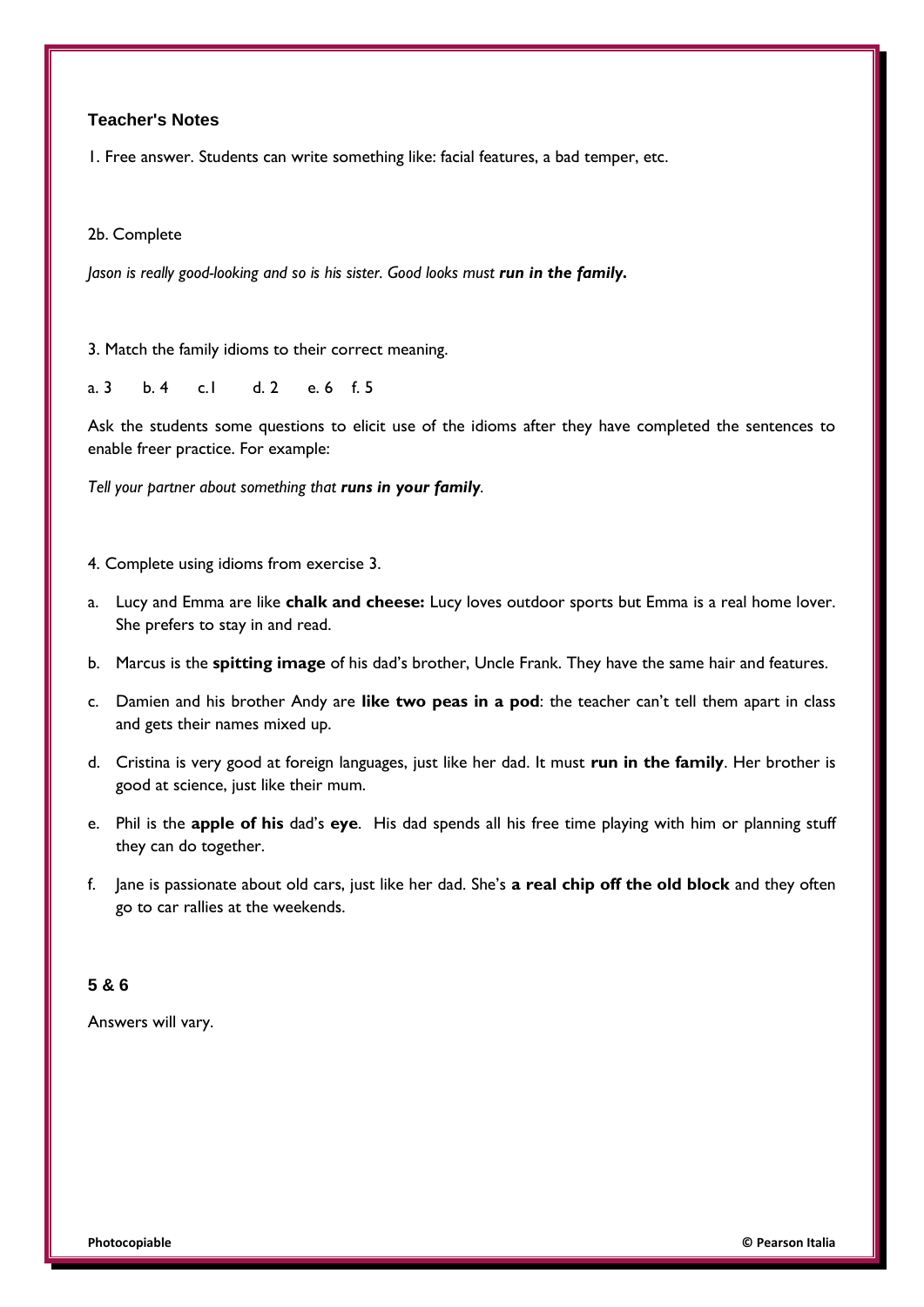**Teacher's Notes**

1. Free answer. Students can write something like: facial features, a bad temper, etc.

2b. Complete

*Jason is really good-looking and so is his sister. Good looks must **run in the family.***

3. Match the family idioms to their correct meaning.

a. 3 b. 4 c. 1 d. 2 e. 6 f. 5

Ask the students some questions to elicit use of the idioms after they have completed the sentences to enable freer practice. For example:

*Tell your partner about something that **runs in your family**.*

4. Complete using idioms from exercise 3.

a. Lucy and Emma are like **chalk and cheese:** Lucy loves outdoor sports but Emma is a real home lover. She prefers to stay in and read.
b. Marcus is the **spitting image** of his dad's brother, Uncle Frank. They have the same hair and features.
c. Damien and his brother Andy are **like two peas in a pod**: the teacher can't tell them apart in class and gets their names mixed up.
d. Cristina is very good at foreign languages, just like her dad. It must **run in the family**. Her brother is good at science, just like their mum.
e. Phil is the **apple of his** dad's **eye**. His dad spends all his free time playing with him or planning stuff they can do together.
f. Jane is passionate about old cars, just like her dad. She's **a real chip off the old block** and they often go to car rallies at the weekends.

**5 & 6**

Answers will vary.

Photocopiable © Pearson Italia